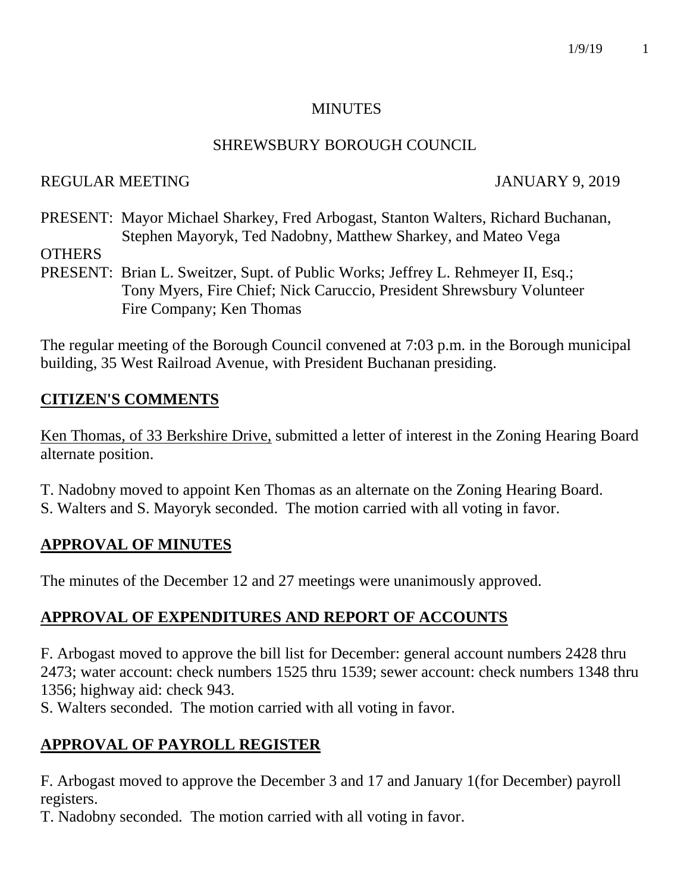MINUTES

SHREWSBURY BOROUGH COUNCIL

REGULAR MEETING JANUARY 9, 2019

PRESENT: Mayor Michael Sharkey, Fred Arbogast, Stanton Walters, Richard Buchanan, Stephen Mayoryk, Ted Nadobny, Matthew Sharkey, and Mateo Vega

OTHERS
PRESENT: Brian L. Sweitzer, Supt. of Public Works; Jeffrey L. Rehmeyer II, Esq.; Tony Myers, Fire Chief; Nick Caruccio, President Shrewsbury Volunteer Fire Company; Ken Thomas

The regular meeting of the Borough Council convened at 7:03 p.m. in the Borough municipal building, 35 West Railroad Avenue, with President Buchanan presiding.

## CITIZEN'S COMMENTS

Ken Thomas, of 33 Berkshire Drive, submitted a letter of interest in the Zoning Hearing Board alternate position.

T. Nadobny moved to appoint Ken Thomas as an alternate on the Zoning Hearing Board.
S. Walters and S. Mayoryk seconded. The motion carried with all voting in favor.

## APPROVAL OF MINUTES

The minutes of the December 12 and 27 meetings were unanimously approved.

## APPROVAL OF EXPENDITURES AND REPORT OF ACCOUNTS

F. Arbogast moved to approve the bill list for December: general account numbers 2428 thru 2473; water account: check numbers 1525 thru 1539; sewer account: check numbers 1348 thru 1356; highway aid: check 943.
S. Walters seconded. The motion carried with all voting in favor.

## APPROVAL OF PAYROLL REGISTER

F. Arbogast moved to approve the December 3 and 17 and January 1(for December) payroll registers.
T. Nadobny seconded. The motion carried with all voting in favor.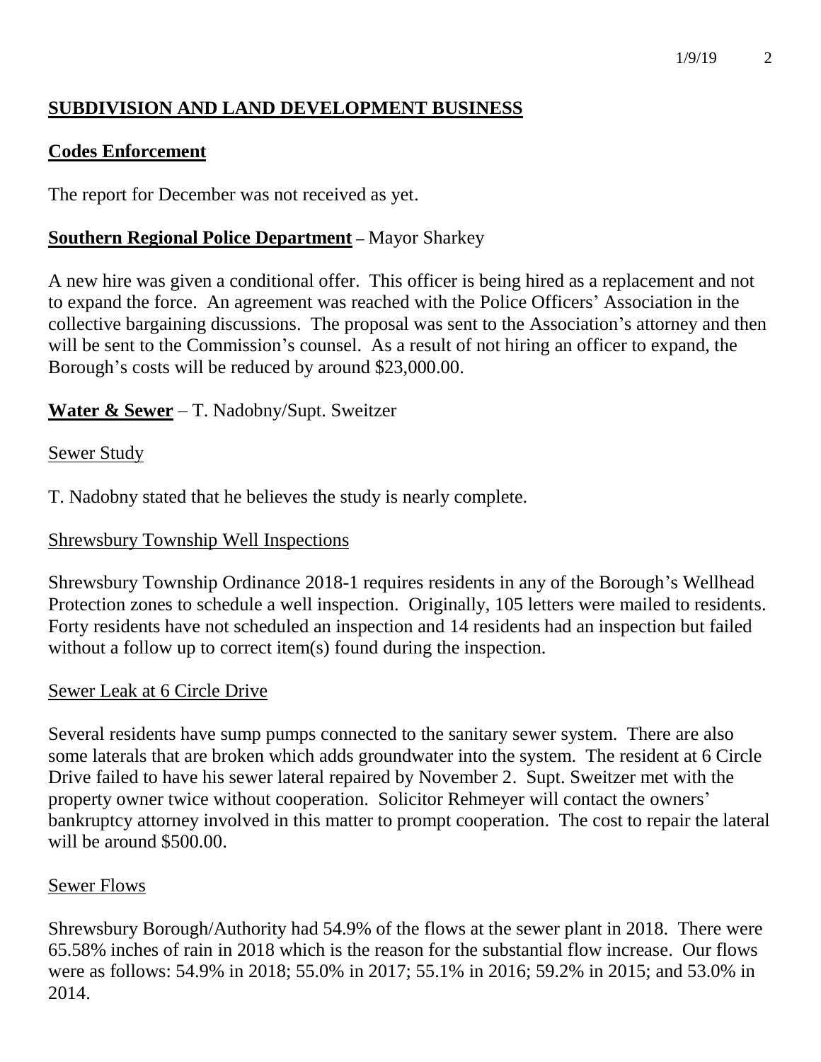## **SUBDIVISION AND LAND DEVELOPMENT BUSINESS**

### **Codes Enforcement**

The report for December was not received as yet.

### **Southern Regional Police Department** – Mayor Sharkey

A new hire was given a conditional offer. This officer is being hired as a replacement and not to expand the force. An agreement was reached with the Police Officers' Association in the collective bargaining discussions. The proposal was sent to the Association's attorney and then will be sent to the Commission's counsel. As a result of not hiring an officer to expand, the Borough's costs will be reduced by around $23,000.00.

### **Water & Sewer** – T. Nadobny/Supt. Sweitzer

Sewer Study

T. Nadobny stated that he believes the study is nearly complete.

Shrewsbury Township Well Inspections

Shrewsbury Township Ordinance 2018-1 requires residents in any of the Borough's Wellhead Protection zones to schedule a well inspection. Originally, 105 letters were mailed to residents. Forty residents have not scheduled an inspection and 14 residents had an inspection but failed without a follow up to correct item(s) found during the inspection.

Sewer Leak at 6 Circle Drive

Several residents have sump pumps connected to the sanitary sewer system. There are also some laterals that are broken which adds groundwater into the system. The resident at 6 Circle Drive failed to have his sewer lateral repaired by November 2. Supt. Sweitzer met with the property owner twice without cooperation. Solicitor Rehmeyer will contact the owners' bankruptcy attorney involved in this matter to prompt cooperation. The cost to repair the lateral will be around $500.00.

Sewer Flows

Shrewsbury Borough/Authority had 54.9% of the flows at the sewer plant in 2018. There were 65.58% inches of rain in 2018 which is the reason for the substantial flow increase. Our flows were as follows: 54.9% in 2018; 55.0% in 2017; 55.1% in 2016; 59.2% in 2015; and 53.0% in 2014.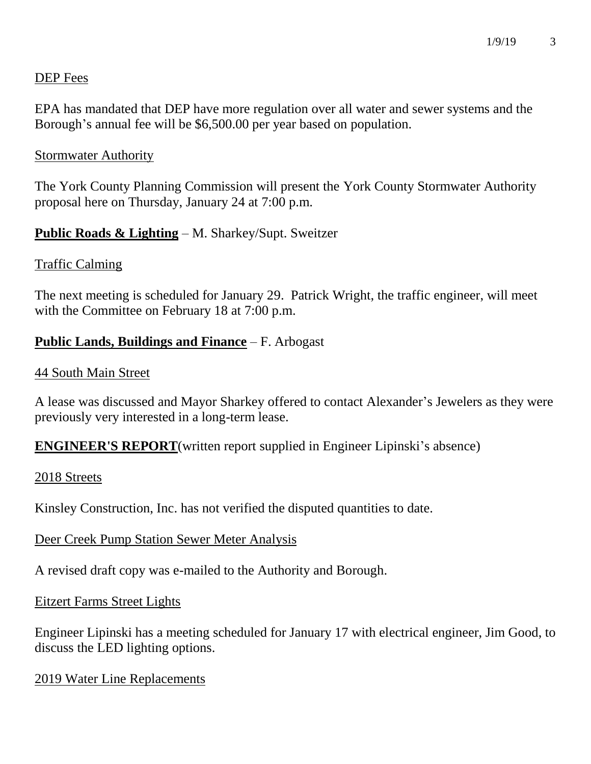DEP Fees

EPA has mandated that DEP have more regulation over all water and sewer systems and the Borough's annual fee will be $6,500.00 per year based on population.

Stormwater Authority

The York County Planning Commission will present the York County Stormwater Authority proposal here on Thursday, January 24 at 7:00 p.m.

**Public Roads & Lighting** – M. Sharkey/Supt. Sweitzer

Traffic Calming

The next meeting is scheduled for January 29. Patrick Wright, the traffic engineer, will meet with the Committee on February 18 at 7:00 p.m.

**Public Lands, Buildings and Finance** – F. Arbogast

44 South Main Street

A lease was discussed and Mayor Sharkey offered to contact Alexander's Jewelers as they were previously very interested in a long-term lease.

**ENGINEER'S REPORT**(written report supplied in Engineer Lipinski's absence)

2018 Streets

Kinsley Construction, Inc. has not verified the disputed quantities to date.

Deer Creek Pump Station Sewer Meter Analysis

A revised draft copy was e-mailed to the Authority and Borough.

Eitzert Farms Street Lights

Engineer Lipinski has a meeting scheduled for January 17 with electrical engineer, Jim Good, to discuss the LED lighting options.

2019 Water Line Replacements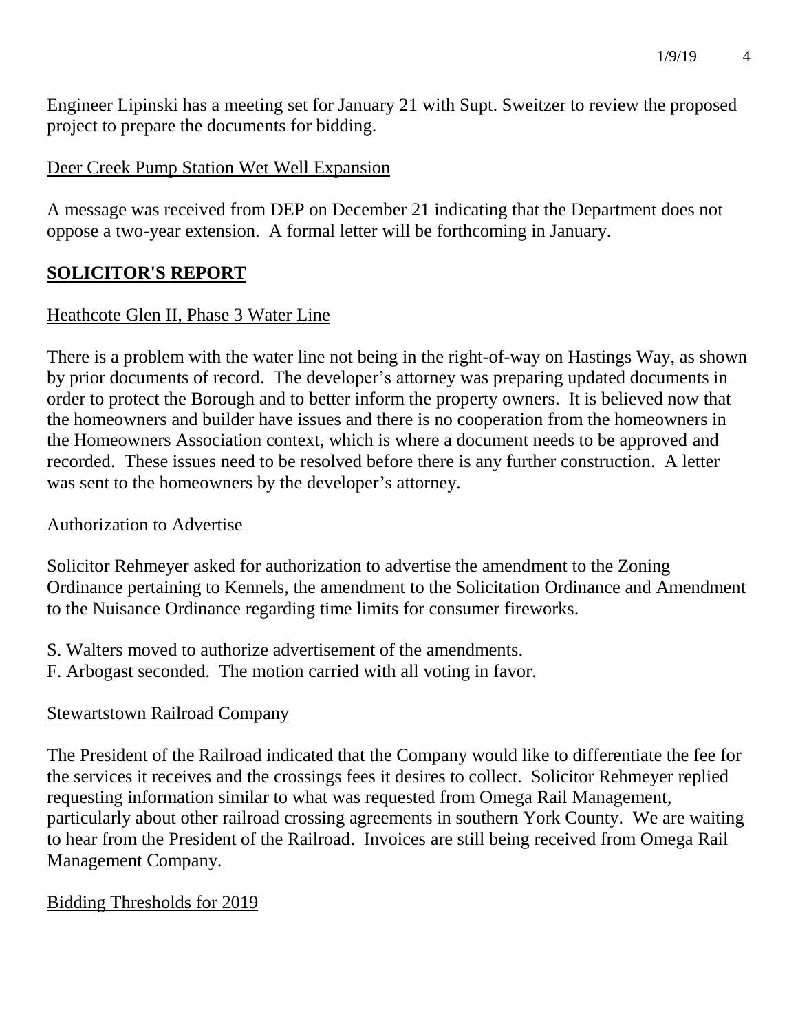Engineer Lipinski has a meeting set for January 21 with Supt. Sweitzer to review the proposed project to prepare the documents for bidding.

Deer Creek Pump Station Wet Well Expansion

A message was received from DEP on December 21 indicating that the Department does not oppose a two-year extension. A formal letter will be forthcoming in January.

## SOLICITOR'S REPORT

Heathcote Glen II, Phase 3 Water Line

There is a problem with the water line not being in the right-of-way on Hastings Way, as shown by prior documents of record. The developer's attorney was preparing updated documents in order to protect the Borough and to better inform the property owners. It is believed now that the homeowners and builder have issues and there is no cooperation from the homeowners in the Homeowners Association context, which is where a document needs to be approved and recorded. These issues need to be resolved before there is any further construction. A letter was sent to the homeowners by the developer's attorney.

Authorization to Advertise

Solicitor Rehmeyer asked for authorization to advertise the amendment to the Zoning Ordinance pertaining to Kennels, the amendment to the Solicitation Ordinance and Amendment to the Nuisance Ordinance regarding time limits for consumer fireworks.

S. Walters moved to authorize advertisement of the amendments.
F. Arbogast seconded. The motion carried with all voting in favor.

Stewartstown Railroad Company

The President of the Railroad indicated that the Company would like to differentiate the fee for the services it receives and the crossings fees it desires to collect. Solicitor Rehmeyer replied requesting information similar to what was requested from Omega Rail Management, particularly about other railroad crossing agreements in southern York County. We are waiting to hear from the President of the Railroad. Invoices are still being received from Omega Rail Management Company.

Bidding Thresholds for 2019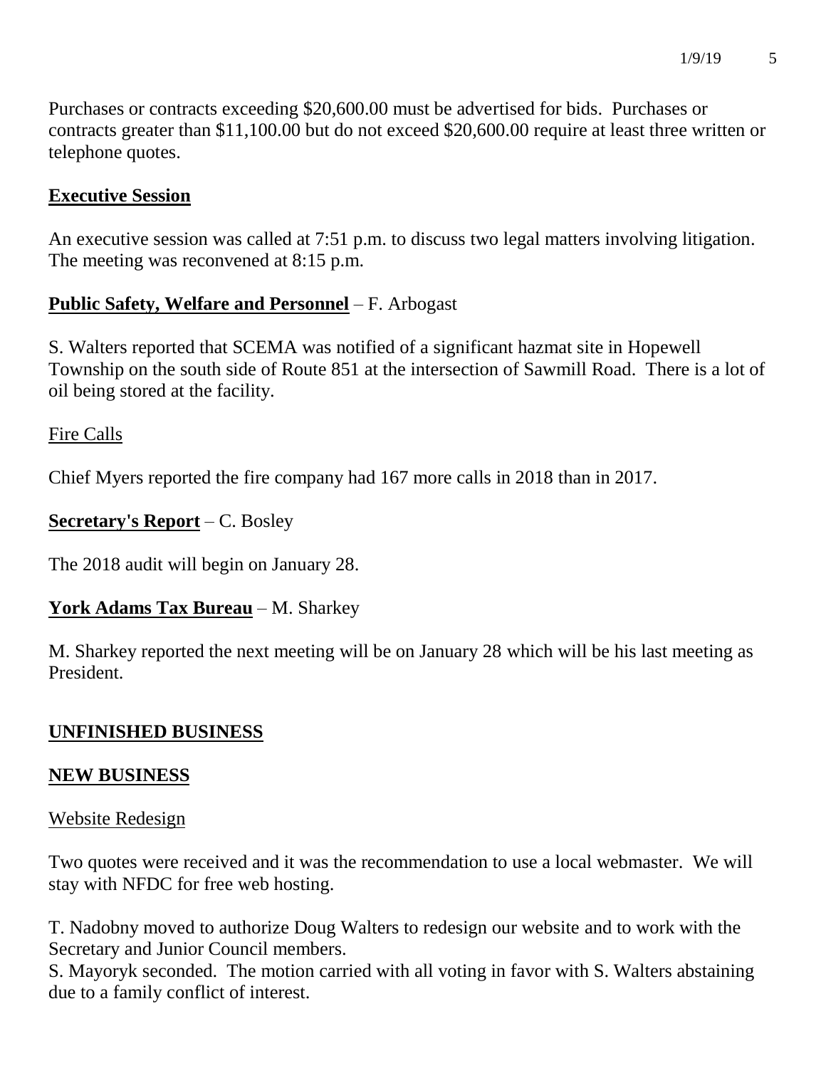Purchases or contracts exceeding $20,600.00 must be advertised for bids. Purchases or contracts greater than $11,100.00 but do not exceed $20,600.00 require at least three written or telephone quotes.

**Executive Session**

An executive session was called at 7:51 p.m. to discuss two legal matters involving litigation. The meeting was reconvened at 8:15 p.m.

**Public Safety, Welfare and Personnel** – F. Arbogast

S. Walters reported that SCEMA was notified of a significant hazmat site in Hopewell Township on the south side of Route 851 at the intersection of Sawmill Road. There is a lot of oil being stored at the facility.

Fire Calls

Chief Myers reported the fire company had 167 more calls in 2018 than in 2017.

**Secretary's Report** – C. Bosley

The 2018 audit will begin on January 28.

**York Adams Tax Bureau** – M. Sharkey

M. Sharkey reported the next meeting will be on January 28 which will be his last meeting as President.

**UNFINISHED BUSINESS**

**NEW BUSINESS**

Website Redesign

Two quotes were received and it was the recommendation to use a local webmaster. We will stay with NFDC for free web hosting.

T. Nadobny moved to authorize Doug Walters to redesign our website and to work with the Secretary and Junior Council members.
S. Mayoryk seconded. The motion carried with all voting in favor with S. Walters abstaining due to a family conflict of interest.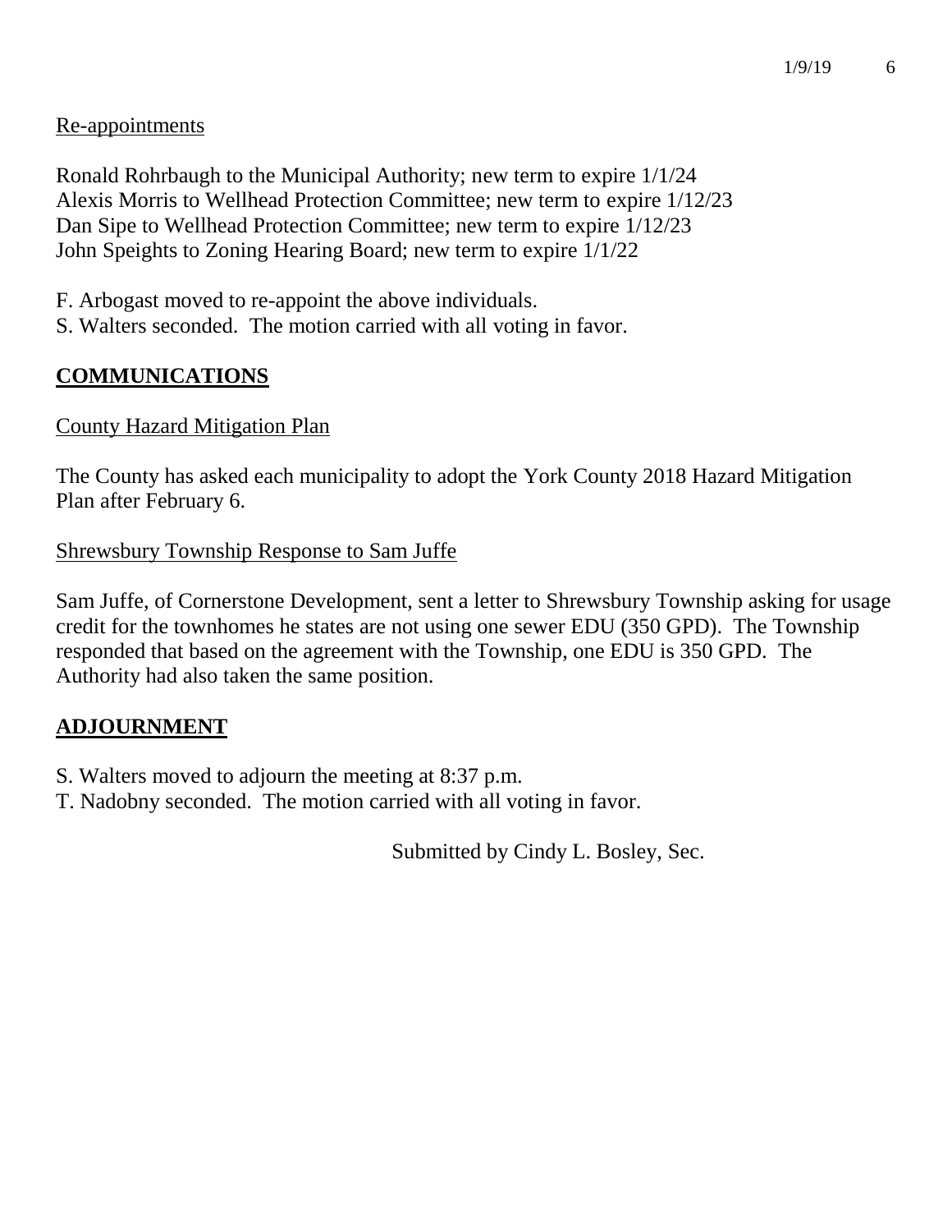Re-appointments

Ronald Rohrbaugh to the Municipal Authority; new term to expire 1/1/24
Alexis Morris to Wellhead Protection Committee; new term to expire 1/12/23
Dan Sipe to Wellhead Protection Committee; new term to expire 1/12/23
John Speights to Zoning Hearing Board; new term to expire 1/1/22

F. Arbogast moved to re-appoint the above individuals.
S. Walters seconded. The motion carried with all voting in favor.

## COMMUNICATIONS

County Hazard Mitigation Plan

The County has asked each municipality to adopt the York County 2018 Hazard Mitigation Plan after February 6.

Shrewsbury Township Response to Sam Juffe

Sam Juffe, of Cornerstone Development, sent a letter to Shrewsbury Township asking for usage credit for the townhomes he states are not using one sewer EDU (350 GPD). The Township responded that based on the agreement with the Township, one EDU is 350 GPD. The Authority had also taken the same position.

## ADJOURNMENT

S. Walters moved to adjourn the meeting at 8:37 p.m.
T. Nadobny seconded. The motion carried with all voting in favor.

Submitted by Cindy L. Bosley, Sec.